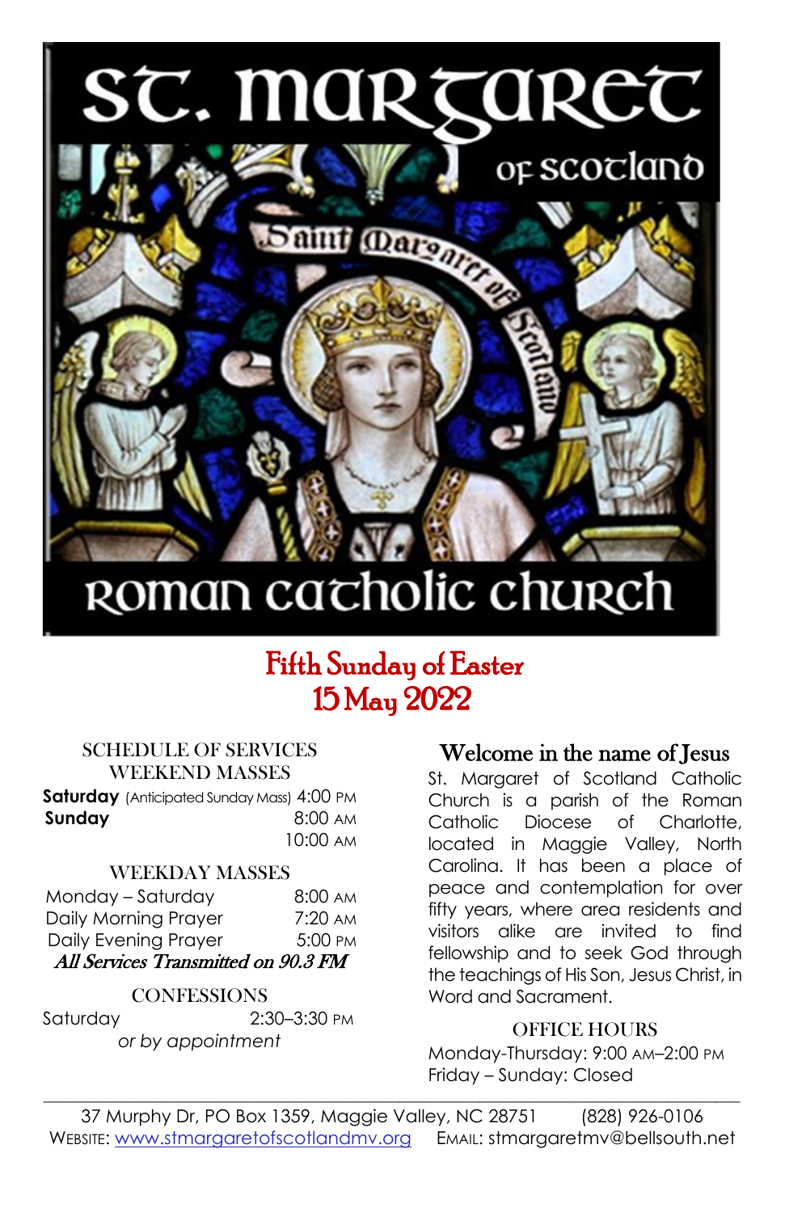# St. Margaret of Scotland

# Roman Catholic Church

## Fifth Sunday of Easter
## 15 May 2022

### SCHEDULE OF SERVICES

#### WEEKEND MASSES

| | |
|---|---|
| **Saturday** (Anticipated Sunday Mass) | 4:00 PM |
| **Sunday** | 8:00 AM |
| | 10:00 AM |

#### WEEKDAY MASSES

| | |
|---|---|
| Monday – Saturday | 8:00 AM |
| Daily Morning Prayer | 7:20 AM |
| Daily Evening Prayer | 5:00 PM |

***All Services Transmitted on 90.3 FM***

#### CONFESSIONS

| | |
|---|---|
| Saturday | 2:30–3:30 PM |

*or by appointment*

### Welcome in the name of Jesus

St. Margaret of Scotland Catholic Church is a parish of the Roman Catholic Diocese of Charlotte, located in Maggie Valley, North Carolina. It has been a place of peace and contemplation for over fifty years, where area residents and visitors alike are invited to find fellowship and to seek God through the teachings of His Son, Jesus Christ, in Word and Sacrament.

#### OFFICE HOURS

Monday-Thursday: 9:00 AM–2:00 PM
Friday – Sunday: Closed

---

37 Murphy Dr, PO Box 1359, Maggie Valley, NC 28751 (828) 926-0106
WEBSITE: www.stmargaretofscotlandmv.org EMAIL: stmargaretmv@bellsouth.net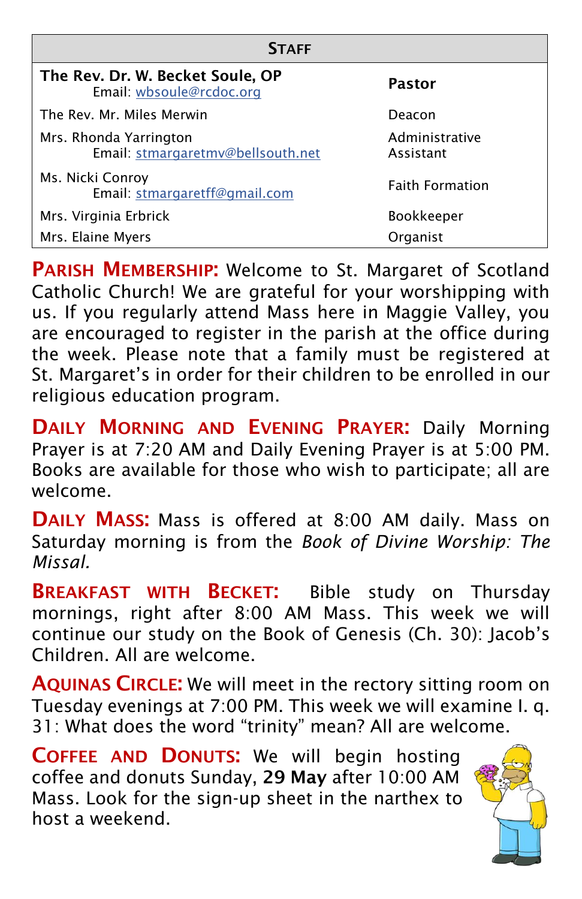| Staff | |
|---|---|
| **The Rev. Dr. W. Becket Soule, OP** Email: wbsoule@rcdoc.org | **Pastor** |
| The Rev. Mr. Miles Merwin | Deacon |
| Mrs. Rhonda Yarrington Email: stmargaretmv@bellsouth.net | Administrative Assistant |
| Ms. Nicki Conroy Email: stmargaretff@gmail.com | Faith Formation |
| Mrs. Virginia Erbrick | Bookkeeper |
| Mrs. Elaine Myers | Organist |

**Parish Membership:** Welcome to St. Margaret of Scotland Catholic Church! We are grateful for your worshipping with us. If you regularly attend Mass here in Maggie Valley, you are encouraged to register in the parish at the office during the week. Please note that a family must be registered at St. Margaret's in order for their children to be enrolled in our religious education program.

**Daily Morning and Evening Prayer:** Daily Morning Prayer is at 7:20 AM and Daily Evening Prayer is at 5:00 PM. Books are available for those who wish to participate; all are welcome.

**Daily Mass:** Mass is offered at 8:00 AM daily. Mass on Saturday morning is from the *Book of Divine Worship: The Missal.*

**Breakfast with Becket:** Bible study on Thursday mornings, right after 8:00 AM Mass. This week we will continue our study on the Book of Genesis (Ch. 30): Jacob's Children. All are welcome.

**Aquinas Circle:** We will meet in the rectory sitting room on Tuesday evenings at 7:00 PM. This week we will examine I. q. 31: What does the word "trinity" mean? All are welcome.

**Coffee and Donuts:** We will begin hosting coffee and donuts Sunday, **29 May** after 10:00 AM Mass. Look for the sign-up sheet in the narthex to host a weekend.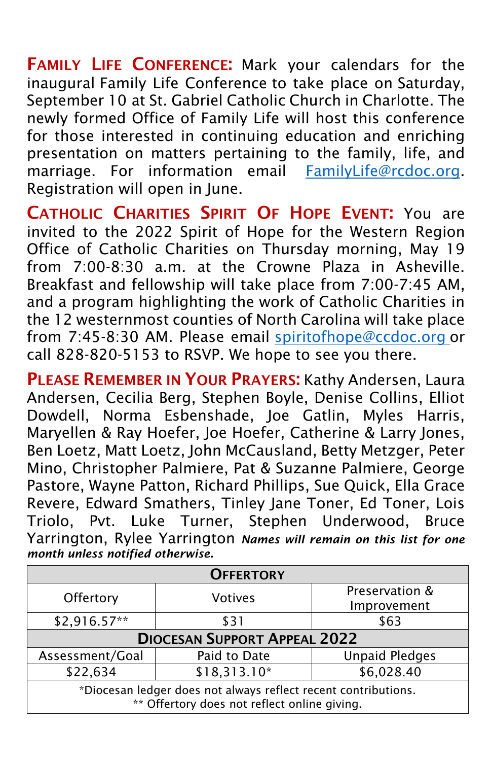**FAMILY LIFE CONFERENCE:** Mark your calendars for the inaugural Family Life Conference to take place on Saturday, September 10 at St. Gabriel Catholic Church in Charlotte. The newly formed Office of Family Life will host this conference for those interested in continuing education and enriching presentation on matters pertaining to the family, life, and marriage. For information email FamilyLife@rcdoc.org. Registration will open in June.

**CATHOLIC CHARITIES SPIRIT OF HOPE EVENT:** You are invited to the 2022 Spirit of Hope for the Western Region Office of Catholic Charities on Thursday morning, May 19 from 7:00-8:30 a.m. at the Crowne Plaza in Asheville. Breakfast and fellowship will take place from 7:00-7:45 AM, and a program highlighting the work of Catholic Charities in the 12 westernmost counties of North Carolina will take place from 7:45-8:30 AM. Please email spiritofhope@ccdoc.org or call 828-820-5153 to RSVP. We hope to see you there.

**PLEASE REMEMBER IN YOUR PRAYERS:** Kathy Andersen, Laura Andersen, Cecilia Berg, Stephen Boyle, Denise Collins, Elliot Dowdell, Norma Esbenshade, Joe Gatlin, Myles Harris, Maryellen & Ray Hoefer, Joe Hoefer, Catherine & Larry Jones, Ben Loetz, Matt Loetz, John McCausland, Betty Metzger, Peter Mino, Christopher Palmiere, Pat & Suzanne Palmiere, George Pastore, Wayne Patton, Richard Phillips, Sue Quick, Ella Grace Revere, Edward Smathers, Tinley Jane Toner, Ed Toner, Lois Triolo, Pvt. Luke Turner, Stephen Underwood, Bruce Yarrington, Rylee Yarrington ***Names will remain on this list for one month unless notified otherwise.***

| **OFFERTORY** | | |
|---|---|---|
| Offertory | Votives | Preservation & Improvement |
| $2,916.57** | $31 | $63 |
| **DIOCESAN SUPPORT APPEAL 2022** | | |
| Assessment/Goal | Paid to Date | Unpaid Pledges |
| $22,634 | $18,313.10* | $6,028.40 |
| *Diocesan ledger does not always reflect recent contributions. ** Offertory does not reflect online giving. | | |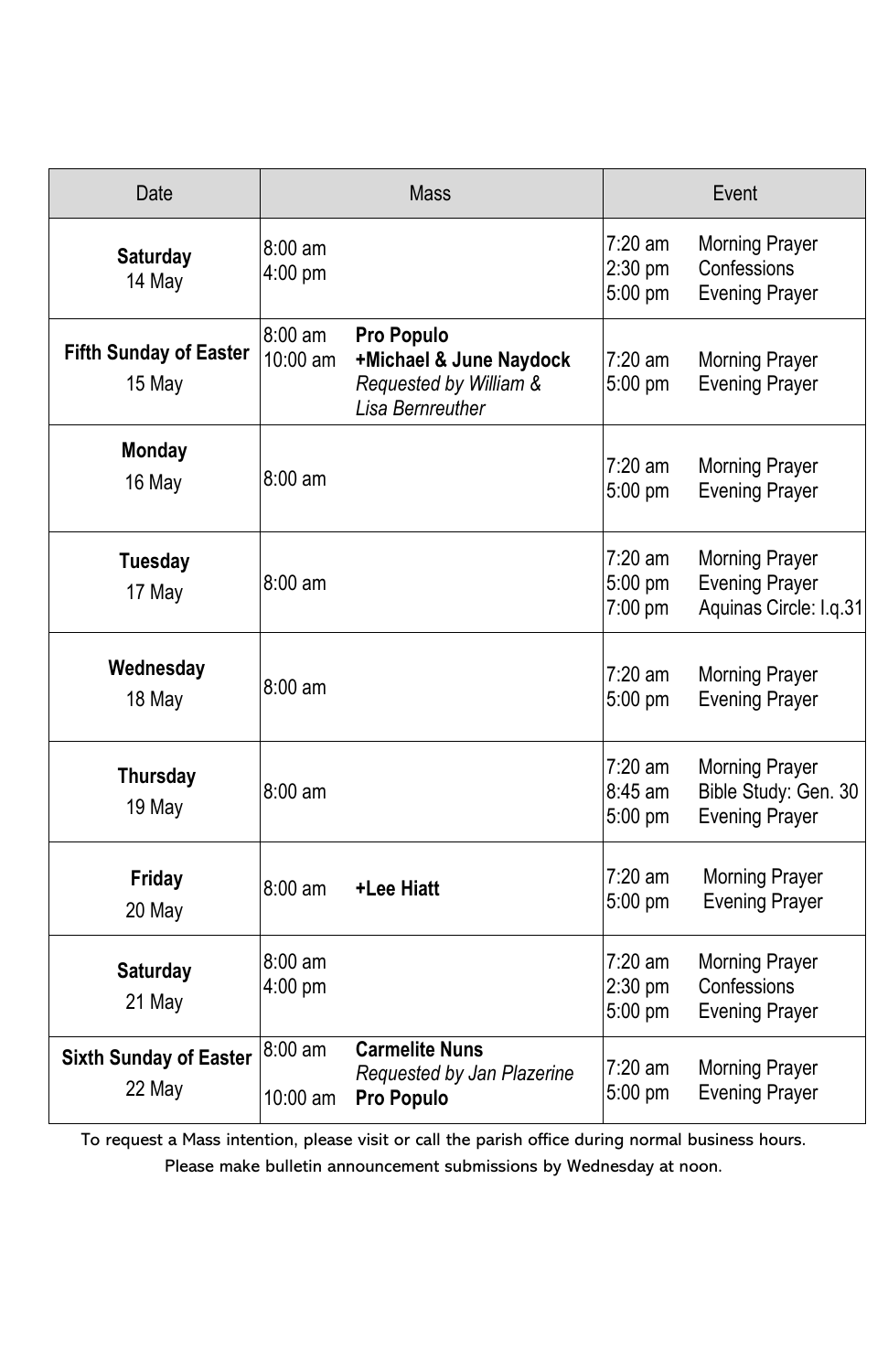| Date | Mass | Event |
|---|---|---|
| **Saturday** 14 May | 8:00 am<br>4:00 pm | 7:20 am Morning Prayer<br>2:30 pm Confessions<br>5:00 pm Evening Prayer |
| **Fifth Sunday of Easter** 15 May | 8:00 am **Pro Populo**<br>10:00 am **+Michael & June Naydock** *Requested by William & Lisa Bernreuther* | 7:20 am Morning Prayer<br>5:00 pm Evening Prayer |
| **Monday** 16 May | 8:00 am | 7:20 am Morning Prayer<br>5:00 pm Evening Prayer |
| **Tuesday** 17 May | 8:00 am | 7:20 am Morning Prayer<br>5:00 pm Evening Prayer<br>7:00 pm Aquinas Circle: I.q.31 |
| **Wednesday** 18 May | 8:00 am | 7:20 am Morning Prayer<br>5:00 pm Evening Prayer |
| **Thursday** 19 May | 8:00 am | 7:20 am Morning Prayer<br>8:45 am Bible Study: Gen. 30<br>5:00 pm Evening Prayer |
| **Friday** 20 May | 8:00 am **+Lee Hiatt** | 7:20 am Morning Prayer<br>5:00 pm Evening Prayer |
| **Saturday** 21 May | 8:00 am<br>4:00 pm | 7:20 am Morning Prayer<br>2:30 pm Confessions<br>5:00 pm Evening Prayer |
| **Sixth Sunday of Easter** 22 May | 8:00 am **Carmelite Nuns** *Requested by Jan Plazerine*<br>10:00 am **Pro Populo** | 7:20 am Morning Prayer<br>5:00 pm Evening Prayer |

To request a Mass intention, please visit or call the parish office during normal business hours.

Please make bulletin announcement submissions by Wednesday at noon.